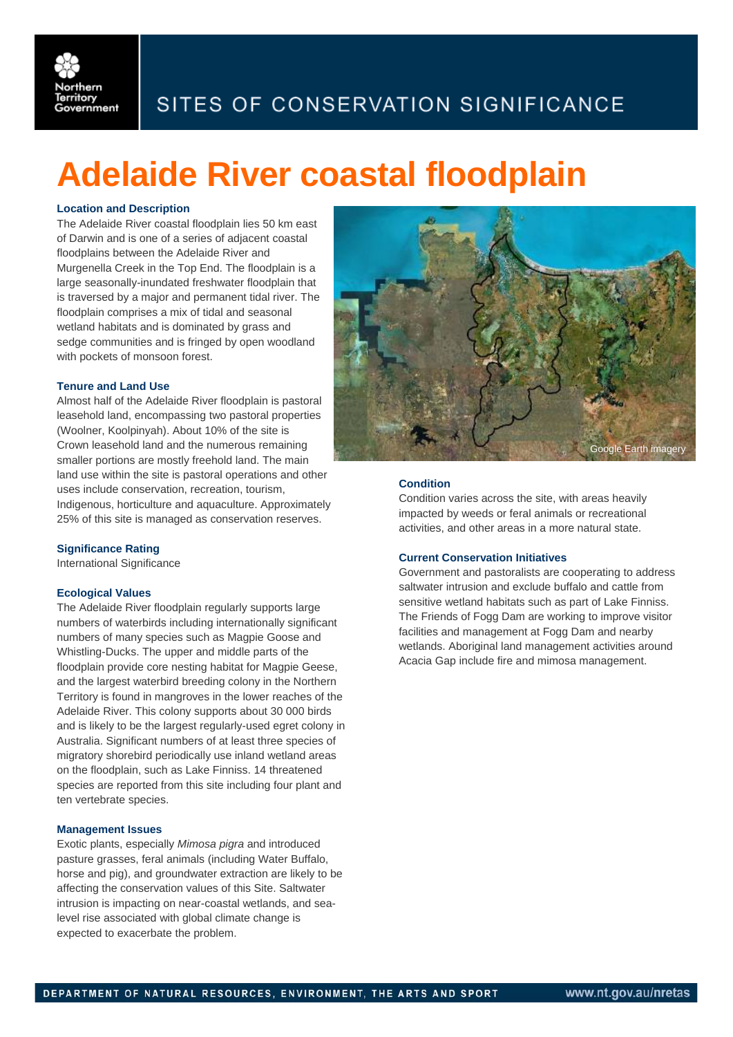SITES OF CONSERVATION SIGNIFICANCE

# Adelaide River coastal floodplain

### Location and Description

The Adelaide River coastal floodplain lies 50 km east of Darwin and is one of a series of adjacent coastal floodplains between the Adelaide River and Murgenella Creek in the Top End. The floodplain is a large seasonally-inundated freshwater floodplain that is traversed by a major and permanent tidal river. The floodplain comprises a mix of tidal and seasonal wetland habitats and is dominated by grass and sedge communities and is fringed by open woodland with pockets of monsoon forest.

### Tenure and Land Use

Almost half of the Adelaide River floodplain is pastoral leasehold land, encompassing two pastoral properties (Woolner, Koolpinyah). About 10% of the site is Crown leasehold land and the numerous remaining smaller portions are mostly freehold land. The main land use within the site is pastoral operations and other uses include conservation, recreation, tourism, Indigenous, horticulture and aquaculture. Approximately 25% of this site is managed as conservation reserves.

### Significance Rating

International Significance

### Ecological Values

The Adelaide River floodplain regularly supports large numbers of waterbirds including internationally significant numbers of many species such as Magpie Goose and Whistling-Ducks. The upper and middle parts of the floodplain provide core nesting habitat for Magpie Geese, and the largest waterbird breeding colony in the Northern Territory is found in mangroves in the lower reaches of the Adelaide River. This colony supports about 30 000 birds and is likely to be the largest regularly-used egret colony in Australia. Significant numbers of at least three species of migratory shorebird periodically use inland wetland areas on the floodplain, such as Lake Finniss. 14 threatened species are reported from this site including four plant and ten vertebrate species.

### Management Issues

Exotic plants, especially *Mimosa pigra* and introduced pasture grasses, feral animals (including Water Buffalo, horse and pig), and groundwater extraction are likely to be affecting the conservation values of this Site. Saltwater intrusion is impacting on near-coastal wetlands, and sea-level rise associated with global climate change is expected to exacerbate the problem.

Google Earth imagery

### Condition

Condition varies across the site, with areas heavily impacted by weeds or feral animals or recreational activities, and other areas in a more natural state.

### Current Conservation Initiatives

Government and pastoralists are cooperating to address saltwater intrusion and exclude buffalo and cattle from sensitive wetland habitats such as part of Lake Finniss. The Friends of Fogg Dam are working to improve visitor facilities and management at Fogg Dam and nearby wetlands. Aboriginal land management activities around Acacia Gap include fire and mimosa management.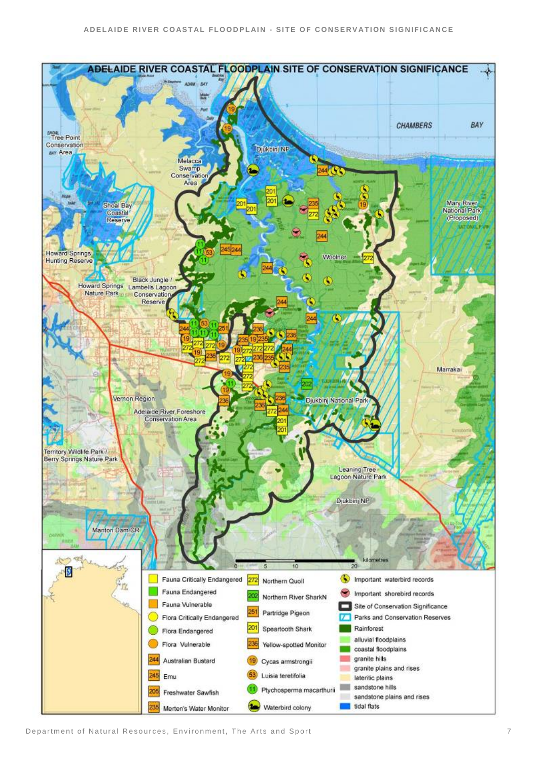# ADELAIDE RIVER COASTAL FLOODPLAIN SITE OF CONSERVATION SIGNIFICANCE

| Legend | | |
|---|---|---|
| Fauna Critically Endangered | 272 Northern Quoll | Important waterbird records |
| Fauna Endangered | 202 Northern River SharkN | Important shorebird records |
| Fauna Vulnerable | 251 Partridge Pigeon | Site of Conservation Significance |
| Flora Critically Endangered | 201 Speartooth Shark | Parks and Conservation Reserves |
| Flora Endangered | 236 Yellow-spotted Monitor | Rainforest |
| Flora Vulnerable | 19 Cycas armstrongii | alluvial floodplains |
| 244 Australian Bustard | 53 Luisia teretifolia | coastal floodplains |
| 245 Emu | 11 Ptychosperma macarthurii | granite hills |
| 205 Freshwater Sawfish | Waterbird colony | granite plains and rises |
| 235 Merten's Water Monitor | | lateritic plains |
| | | sandstone hills |
| | | sandstone plains and rises |
| | | tidal flats |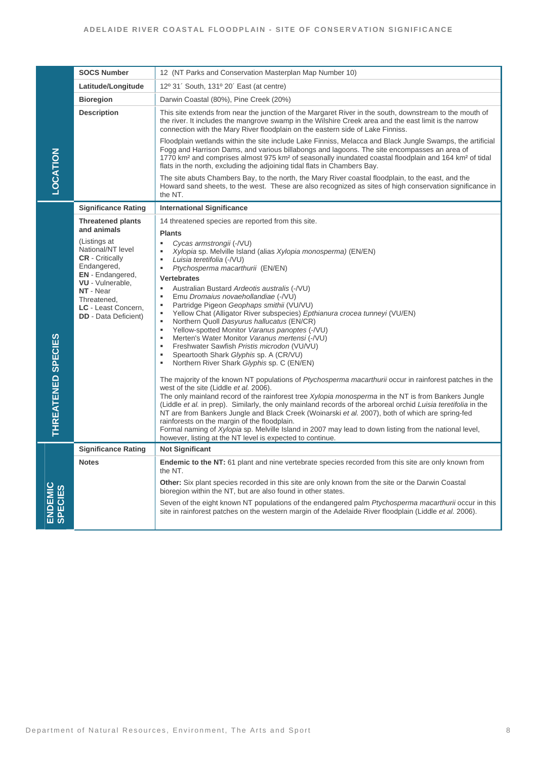## LOCATION

| | |
|---|---|
| **SOCS Number** | 12 (NT Parks and Conservation Masterplan Map Number 10) |
| **Latitude/Longitude** | 12º 31´ South, 131º 20´ East (at centre) |
| **Bioregion** | Darwin Coastal (80%), Pine Creek (20%) |
| **Description** | This site extends from near the junction of the Margaret River in the south, downstream to the mouth of the river. It includes the mangrove swamp in the Wilshire Creek area and the east limit is the narrow connection with the Mary River floodplain on the eastern side of Lake Finniss.<br><br>Floodplain wetlands within the site include Lake Finniss, Melacca and Black Jungle Swamps, the artificial Fogg and Harrison Dams, and various billabongs and lagoons. The site encompasses an area of 1770 km² and comprises almost 975 km² of seasonally inundated coastal floodplain and 164 km² of tidal flats in the north, excluding the adjoining tidal flats in Chambers Bay.<br><br>The site abuts Chambers Bay, to the north, the Mary River coastal floodplain, to the east, and the Howard sand sheets, to the west. These are also recognized as sites of high conservation significance in the NT. |

## THREATENED SPECIES

| | |
|---|---|
| **Significance Rating** | **International Significance** |
| **Threatened plants and animals**<br><br>(Listings at National/NT level **CR** - Critically Endangered, **EN** - Endangered, **VU** - Vulnerable, **NT** - Near Threatened, **LC** - Least Concern, **DD** - Data Deficient) | 14 threatened species are reported from this site.<br><br>**Plants**<br>- *Cycas armstrongii* (-/VU)<br>- *Xylopia* sp. Melville Island (alias *Xylopia monosperma)* (EN/EN)<br>- *Luisia teretifolia* (-/VU)<br>- *Ptychosperma macarthurii* (EN/EN)<br><br>**Vertebrates**<br>- Australian Bustard *Ardeotis australis* (-/VU)<br>- Emu *Dromaius novaehollandiae* (-/VU)<br>- Partridge Pigeon *Geophaps smithii* (VU/VU)<br>- Yellow Chat (Alligator River subspecies) *Epthianura crocea tunneyi* (VU/EN)<br>- Northern Quoll *Dasyurus hallucatus* (EN/CR)<br>- Yellow-spotted Monitor *Varanus panoptes* (-/VU)<br>- Merten's Water Monitor *Varanus mertensi* (-/VU)<br>- Freshwater Sawfish *Pristis microdon* (VU/VU)<br>- Speartooth Shark *Glyphis* sp. A (CR/VU)<br>- Northern River Shark *Glyphis* sp. C (EN/EN)<br><br>The majority of the known NT populations of *Ptychosperma macarthurii* occur in rainforest patches in the west of the site (Liddle *et al.* 2006).<br>The only mainland record of the rainforest tree *Xylopia monosperma* in the NT is from Bankers Jungle (Liddle *et al.* in prep). Similarly, the only mainland records of the arboreal orchid *Luisia teretifolia* in the NT are from Bankers Jungle and Black Creek (Woinarski *et al.* 2007), both of which are spring-fed rainforests on the margin of the floodplain.<br>Formal naming of *Xylopia* sp. Melville Island in 2007 may lead to down listing from the national level, however, listing at the NT level is expected to continue. |

## ENDEMIC SPECIES

| | |
|---|---|
| **Significance Rating** | **Not Significant** |
| **Notes** | **Endemic to the NT:** 61 plant and nine vertebrate species recorded from this site are only known from the NT.<br><br>**Other:** Six plant species recorded in this site are only known from the site or the Darwin Coastal bioregion within the NT, but are also found in other states.<br><br>Seven of the eight known NT populations of the endangered palm *Ptychosperma macarthurii* occur in this site in rainforest patches on the western margin of the Adelaide River floodplain (Liddle *et al.* 2006). |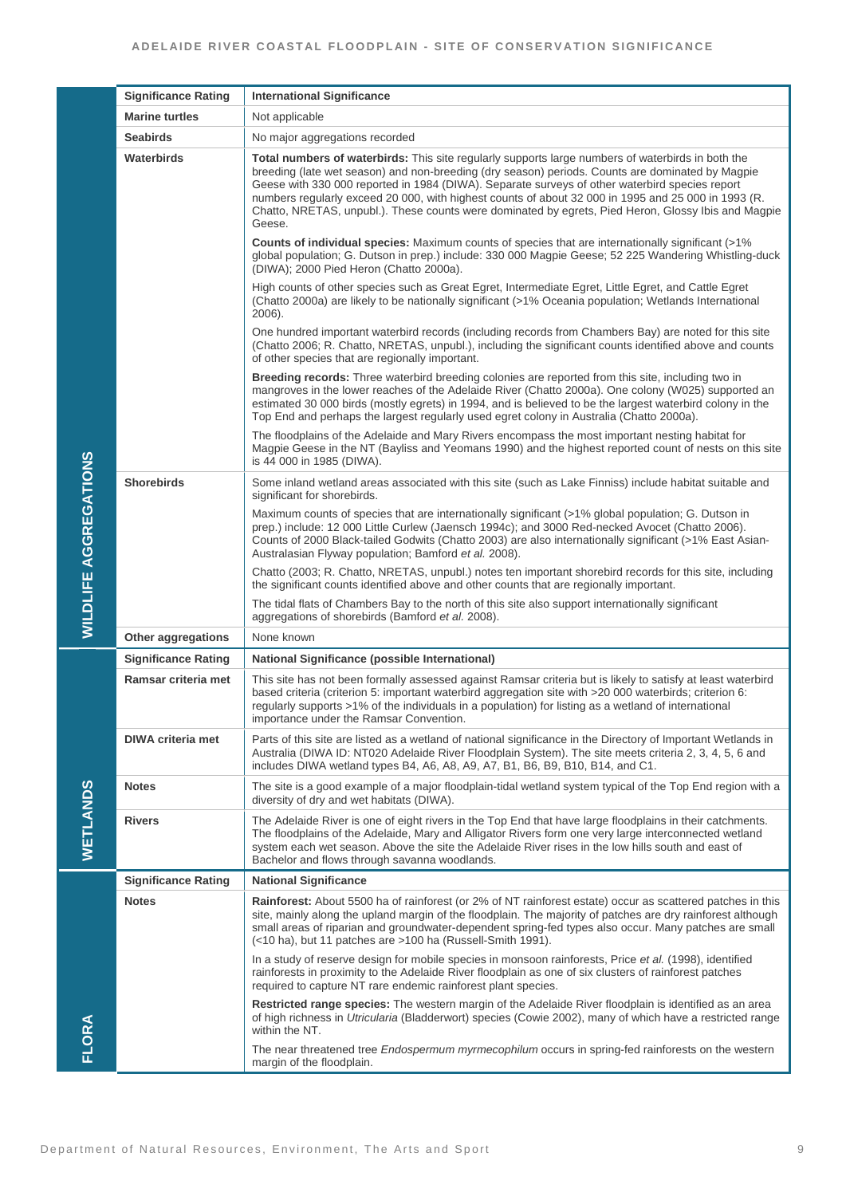## WILDLIFE AGGREGATIONS

| Significance Rating | International Significance |
|---|---|
| **Marine turtles** | Not applicable |
| **Seabirds** | No major aggregations recorded |
| **Waterbirds** | **Total numbers of waterbirds:** This site regularly supports large numbers of waterbirds in both the breeding (late wet season) and non-breeding (dry season) periods. Counts are dominated by Magpie Geese with 330 000 reported in 1984 (DIWA). Separate surveys of other waterbird species report numbers regularly exceed 20 000, with highest counts of about 32 000 in 1995 and 25 000 in 1993 (R. Chatto, NRETAS, unpubl.). These counts were dominated by egrets, Pied Heron, Glossy Ibis and Magpie Geese.<br><br>**Counts of individual species:** Maximum counts of species that are internationally significant (>1% global population; G. Dutson in prep.) include: 330 000 Magpie Geese; 52 225 Wandering Whistling-duck (DIWA); 2000 Pied Heron (Chatto 2000a).<br><br>High counts of other species such as Great Egret, Intermediate Egret, Little Egret, and Cattle Egret (Chatto 2000a) are likely to be nationally significant (>1% Oceania population; Wetlands International 2006).<br><br>One hundred important waterbird records (including records from Chambers Bay) are noted for this site (Chatto 2006; R. Chatto, NRETAS, unpubl.), including the significant counts identified above and counts of other species that are regionally important.<br><br>**Breeding records:** Three waterbird breeding colonies are reported from this site, including two in mangroves in the lower reaches of the Adelaide River (Chatto 2000a). One colony (W025) supported an estimated 30 000 birds (mostly egrets) in 1994, and is believed to be the largest waterbird colony in the Top End and perhaps the largest regularly used egret colony in Australia (Chatto 2000a).<br><br>The floodplains of the Adelaide and Mary Rivers encompass the most important nesting habitat for Magpie Geese in the NT (Bayliss and Yeomans 1990) and the highest reported count of nests on this site is 44 000 in 1985 (DIWA). |
| **Shorebirds** | Some inland wetland areas associated with this site (such as Lake Finniss) include habitat suitable and significant for shorebirds.<br><br>Maximum counts of species that are internationally significant (>1% global population; G. Dutson in prep.) include: 12 000 Little Curlew (Jaensch 1994c); and 3000 Red-necked Avocet (Chatto 2006). Counts of 2000 Black-tailed Godwits (Chatto 2003) are also internationally significant (>1% East Asian-Australasian Flyway population; Bamford *et al.* 2008).<br><br>Chatto (2003; R. Chatto, NRETAS, unpubl.) notes ten important shorebird records for this site, including the significant counts identified above and other counts that are regionally important.<br><br>The tidal flats of Chambers Bay to the north of this site also support internationally significant aggregations of shorebirds (Bamford *et al.* 2008). |
| **Other aggregations** | None known |

## WETLANDS

| Significance Rating | National Significance (possible International) |
|---|---|
| **Ramsar criteria met** | This site has not been formally assessed against Ramsar criteria but is likely to satisfy at least waterbird based criteria (criterion 5: important waterbird aggregation site with >20 000 waterbirds; criterion 6: regularly supports >1% of the individuals in a population) for listing as a wetland of international importance under the Ramsar Convention. |
| **DIWA criteria met** | Parts of this site are listed as a wetland of national significance in the Directory of Important Wetlands in Australia (DIWA ID: NT020 Adelaide River Floodplain System). The site meets criteria 2, 3, 4, 5, 6 and includes DIWA wetland types B4, A6, A8, A9, A7, B1, B6, B9, B10, B14, and C1. |
| **Notes** | The site is a good example of a major floodplain-tidal wetland system typical of the Top End region with a diversity of dry and wet habitats (DIWA). |
| **Rivers** | The Adelaide River is one of eight rivers in the Top End that have large floodplains in their catchments. The floodplains of the Adelaide, Mary and Alligator Rivers form one very large interconnected wetland system each wet season. Above the site the Adelaide River rises in the low hills south and east of Bachelor and flows through savanna woodlands. |

## FLORA

| Significance Rating | National Significance |
|---|---|
| **Notes** | **Rainforest:** About 5500 ha of rainforest (or 2% of NT rainforest estate) occur as scattered patches in this site, mainly along the upland margin of the floodplain. The majority of patches are dry rainforest although small areas of riparian and groundwater-dependent spring-fed types also occur. Many patches are small (<10 ha), but 11 patches are >100 ha (Russell-Smith 1991).<br><br>In a study of reserve design for mobile species in monsoon rainforests, Price *et al.* (1998), identified rainforests in proximity to the Adelaide River floodplain as one of six clusters of rainforest patches required to capture NT rare endemic rainforest plant species.<br><br>**Restricted range species:** The western margin of the Adelaide River floodplain is identified as an area of high richness in *Utricularia* (Bladderwort) species (Cowie 2002), many of which have a restricted range within the NT.<br><br>The near threatened tree *Endospermum myrmecophilum* occurs in spring-fed rainforests on the western margin of the floodplain. |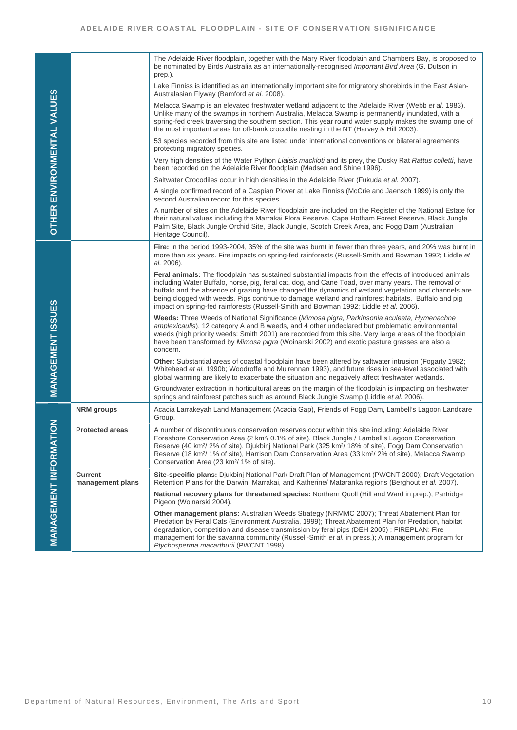| Section | Subsection | Content |
| --- | --- | --- |
| **OTHER ENVIRONMENTAL VALUES** | | The Adelaide River floodplain, together with the Mary River floodplain and Chambers Bay, is proposed to be nominated by Birds Australia as an internationally-recognised *Important Bird Area* (G. Dutson in prep.). |
| | | Lake Finniss is identified as an internationally important site for migratory shorebirds in the East Asian-Australasian Flyway (Bamford *et al.* 2008). |
| | | Melacca Swamp is an elevated freshwater wetland adjacent to the Adelaide River (Webb *et al.* 1983). Unlike many of the swamps in northern Australia, Melacca Swamp is permanently inundated, with a spring-fed creek traversing the southern section. This year round water supply makes the swamp one of the most important areas for off-bank crocodile nesting in the NT (Harvey & Hill 2003). |
| | | 53 species recorded from this site are listed under international conventions or bilateral agreements protecting migratory species. |
| | | Very high densities of the Water Python *Liaisis mackloti* and its prey, the Dusky Rat *Rattus colletti*, have been recorded on the Adelaide River floodplain (Madsen and Shine 1996). |
| | | Saltwater Crocodiles occur in high densities in the Adelaide River (Fukuda *et al.* 2007). |
| | | A single confirmed record of a Caspian Plover at Lake Finniss (McCrie and Jaensch 1999) is only the second Australian record for this species. |
| | | A number of sites on the Adelaide River floodplain are included on the Register of the National Estate for their natural values including the Marrakai Flora Reserve, Cape Hotham Forest Reserve, Black Jungle Palm Site, Black Jungle Orchid Site, Black Jungle, Scotch Creek Area, and Fogg Dam (Australian Heritage Council). |
| **MANAGEMENT ISSUES** | | **Fire:** In the period 1993-2004, 35% of the site was burnt in fewer than three years, and 20% was burnt in more than six years. Fire impacts on spring-fed rainforests (Russell-Smith and Bowman 1992; Liddle *et al.* 2006). |
| | | **Feral animals:** The floodplain has sustained substantial impacts from the effects of introduced animals including Water Buffalo, horse, pig, feral cat, dog, and Cane Toad, over many years. The removal of buffalo and the absence of grazing have changed the dynamics of wetland vegetation and channels are being clogged with weeds. Pigs continue to damage wetland and rainforest habitats. Buffalo and pig impact on spring-fed rainforests (Russell-Smith and Bowman 1992; Liddle *et al.* 2006). |
| | | **Weeds:** Three Weeds of National Significance (*Mimosa pigra, Parkinsonia aculeata, Hymenachne amplexicaulis*), 12 category A and B weeds, and 4 other undeclared but problematic environmental weeds (high priority weeds: Smith 2001) are recorded from this site. Very large areas of the floodplain have been transformed by *Mimosa pigra* (Woinarski 2002) and exotic pasture grasses are also a concern. |
| | | **Other:** Substantial areas of coastal floodplain have been altered by saltwater intrusion (Fogarty 1982; Whitehead *et al.* 1990b; Woodroffe and Mulrennan 1993), and future rises in sea-level associated with global warming are likely to exacerbate the situation and negatively affect freshwater wetlands. |
| | | Groundwater extraction in horticultural areas on the margin of the floodplain is impacting on freshwater springs and rainforest patches such as around Black Jungle Swamp (Liddle *et al.* 2006). |
| **MANAGEMENT INFORMATION** | **NRM groups** | Acacia Larrakeyah Land Management (Acacia Gap), Friends of Fogg Dam, Lambell's Lagoon Landcare Group. |
| | **Protected areas** | A number of discontinuous conservation reserves occur within this site including: Adelaide River Foreshore Conservation Area (2 km²/ 0.1% of site), Black Jungle / Lambell's Lagoon Conservation Reserve (40 km²/ 2% of site), Djukbinj National Park (325 km²/ 18% of site), Fogg Dam Conservation Reserve (18 km²/ 1% of site), Harrison Dam Conservation Area (33 km²/ 2% of site), Melacca Swamp Conservation Area (23 km²/ 1% of site). |
| | **Current management plans** | **Site-specific plans:** Djukbinj National Park Draft Plan of Management (PWCNT 2000); Draft Vegetation Retention Plans for the Darwin, Marrakai, and Katherine/ Mataranka regions (Berghout *et al.* 2007). |
| | | **National recovery plans for threatened species:** Northern Quoll (Hill and Ward in prep.); Partridge Pigeon (Woinarski 2004). |
| | | **Other management plans:** Australian Weeds Strategy (NRMMC 2007); Threat Abatement Plan for Predation by Feral Cats (Environment Australia, 1999); Threat Abatement Plan for Predation, habitat degradation, competition and disease transmission by feral pigs (DEH 2005) ; FIREPLAN: Fire management for the savanna community (Russell-Smith *et al.* in press.); A management program for *Ptychosperma macarthurii* (PWCNT 1998). |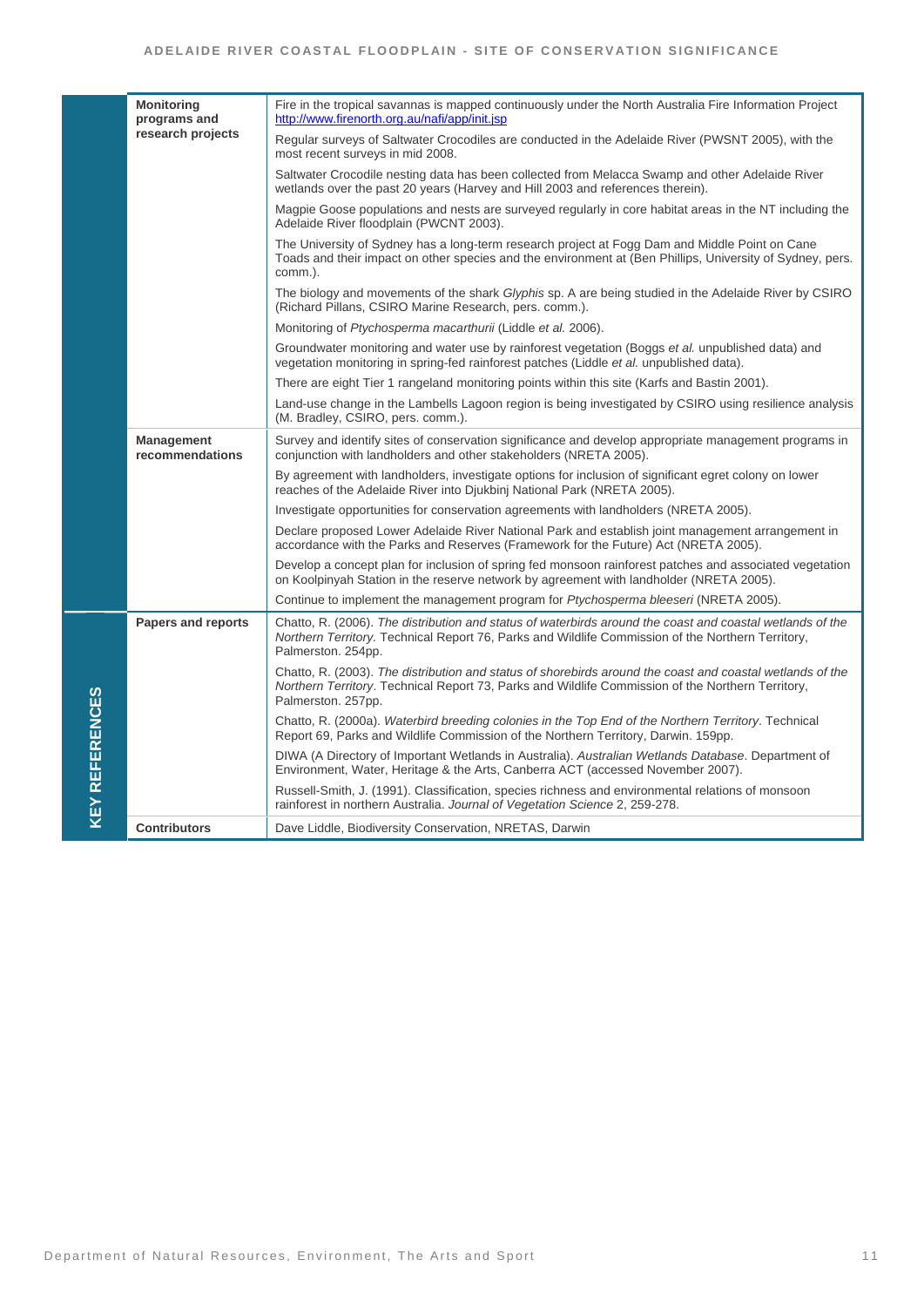| | | |
|---|---|---|
| | **Monitoring programs and research projects** | Fire in the tropical savannas is mapped continuously under the North Australia Fire Information Project http://www.firenorth.org.au/nafi/app/init.jsp |
| | | Regular surveys of Saltwater Crocodiles are conducted in the Adelaide River (PWSNT 2005), with the most recent surveys in mid 2008. |
| | | Saltwater Crocodile nesting data has been collected from Melacca Swamp and other Adelaide River wetlands over the past 20 years (Harvey and Hill 2003 and references therein). |
| | | Magpie Goose populations and nests are surveyed regularly in core habitat areas in the NT including the Adelaide River floodplain (PWCNT 2003). |
| | | The University of Sydney has a long-term research project at Fogg Dam and Middle Point on Cane Toads and their impact on other species and the environment at (Ben Phillips, University of Sydney, pers. comm.). |
| | | The biology and movements of the shark *Glyphis* sp. A are being studied in the Adelaide River by CSIRO (Richard Pillans, CSIRO Marine Research, pers. comm.). |
| | | Monitoring of *Ptychosperma macarthurii* (Liddle *et al.* 2006). |
| | | Groundwater monitoring and water use by rainforest vegetation (Boggs *et al.* unpublished data) and vegetation monitoring in spring-fed rainforest patches (Liddle *et al.* unpublished data). |
| | | There are eight Tier 1 rangeland monitoring points within this site (Karfs and Bastin 2001). |
| | | Land-use change in the Lambells Lagoon region is being investigated by CSIRO using resilience analysis (M. Bradley, CSIRO, pers. comm.). |
| | **Management recommendations** | Survey and identify sites of conservation significance and develop appropriate management programs in conjunction with landholders and other stakeholders (NRETA 2005). |
| | | By agreement with landholders, investigate options for inclusion of significant egret colony on lower reaches of the Adelaide River into Djukbinj National Park (NRETA 2005). |
| | | Investigate opportunities for conservation agreements with landholders (NRETA 2005). |
| | | Declare proposed Lower Adelaide River National Park and establish joint management arrangement in accordance with the Parks and Reserves (Framework for the Future) Act (NRETA 2005). |
| | | Develop a concept plan for inclusion of spring fed monsoon rainforest patches and associated vegetation on Koolpinyah Station in the reserve network by agreement with landholder (NRETA 2005). |
| | | Continue to implement the management program for *Ptychosperma bleeseri* (NRETA 2005). |
| **KEY REFERENCES** | **Papers and reports** | Chatto, R. (2006). *The distribution and status of waterbirds around the coast and coastal wetlands of the Northern Territory.* Technical Report 76, Parks and Wildlife Commission of the Northern Territory, Palmerston. 254pp. |
| | | Chatto, R. (2003). *The distribution and status of shorebirds around the coast and coastal wetlands of the Northern Territory*. Technical Report 73, Parks and Wildlife Commission of the Northern Territory, Palmerston. 257pp. |
| | | Chatto, R. (2000a). *Waterbird breeding colonies in the Top End of the Northern Territory*. Technical Report 69, Parks and Wildlife Commission of the Northern Territory, Darwin. 159pp. |
| | | DIWA (A Directory of Important Wetlands in Australia). *Australian Wetlands Database*. Department of Environment, Water, Heritage & the Arts, Canberra ACT (accessed November 2007). |
| | | Russell-Smith, J. (1991). Classification, species richness and environmental relations of monsoon rainforest in northern Australia. *Journal of Vegetation Science* 2, 259-278. |
| | **Contributors** | Dave Liddle, Biodiversity Conservation, NRETAS, Darwin |